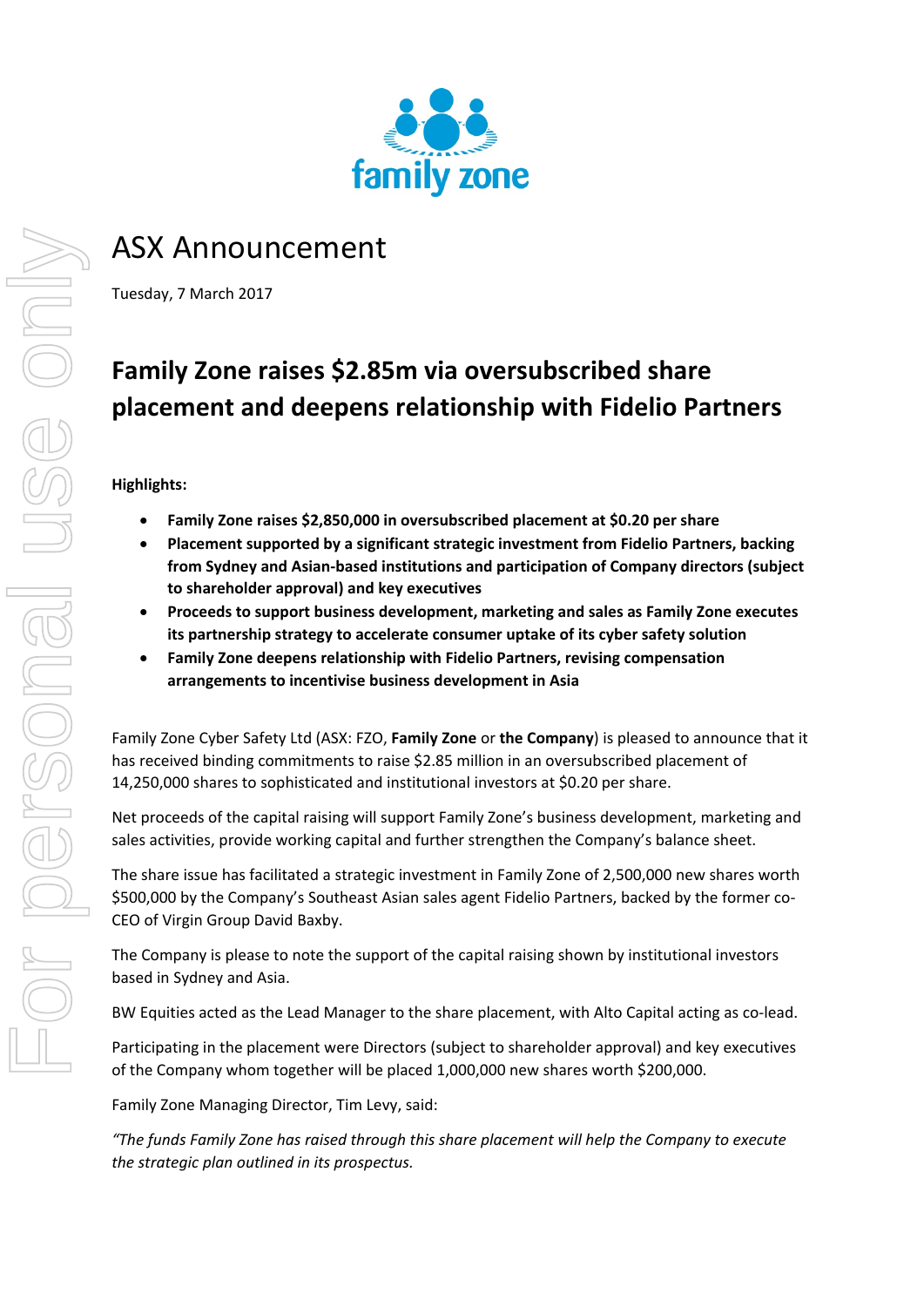# ASX Announcement

Tuesday, 7 March 2017

## Family Zone raises $2.85m via oversubscribed share placement and deepens relationship with Fidelio Partners

**Highlights:**

- **Family Zone raises $2,850,000 in oversubscribed placement at $0.20 per share**
- **Placement supported by a significant strategic investment from Fidelio Partners, backing from Sydney and Asian-based institutions and participation of Company directors (subject to shareholder approval) and key executives**
- **Proceeds to support business development, marketing and sales as Family Zone executes its partnership strategy to accelerate consumer uptake of its cyber safety solution**
- **Family Zone deepens relationship with Fidelio Partners, revising compensation arrangements to incentivise business development in Asia**

Family Zone Cyber Safety Ltd (ASX: FZO, **Family Zone** or **the Company**) is pleased to announce that it has received binding commitments to raise $2.85 million in an oversubscribed placement of 14,250,000 shares to sophisticated and institutional investors at $0.20 per share.

Net proceeds of the capital raising will support Family Zone's business development, marketing and sales activities, provide working capital and further strengthen the Company's balance sheet.

The share issue has facilitated a strategic investment in Family Zone of 2,500,000 new shares worth $500,000 by the Company's Southeast Asian sales agent Fidelio Partners, backed by the former co-CEO of Virgin Group David Baxby.

The Company is please to note the support of the capital raising shown by institutional investors based in Sydney and Asia.

BW Equities acted as the Lead Manager to the share placement, with Alto Capital acting as co-lead.

Participating in the placement were Directors (subject to shareholder approval) and key executives of the Company whom together will be placed 1,000,000 new shares worth $200,000.

Family Zone Managing Director, Tim Levy, said:

*"The funds Family Zone has raised through this share placement will help the Company to execute the strategic plan outlined in its prospectus.*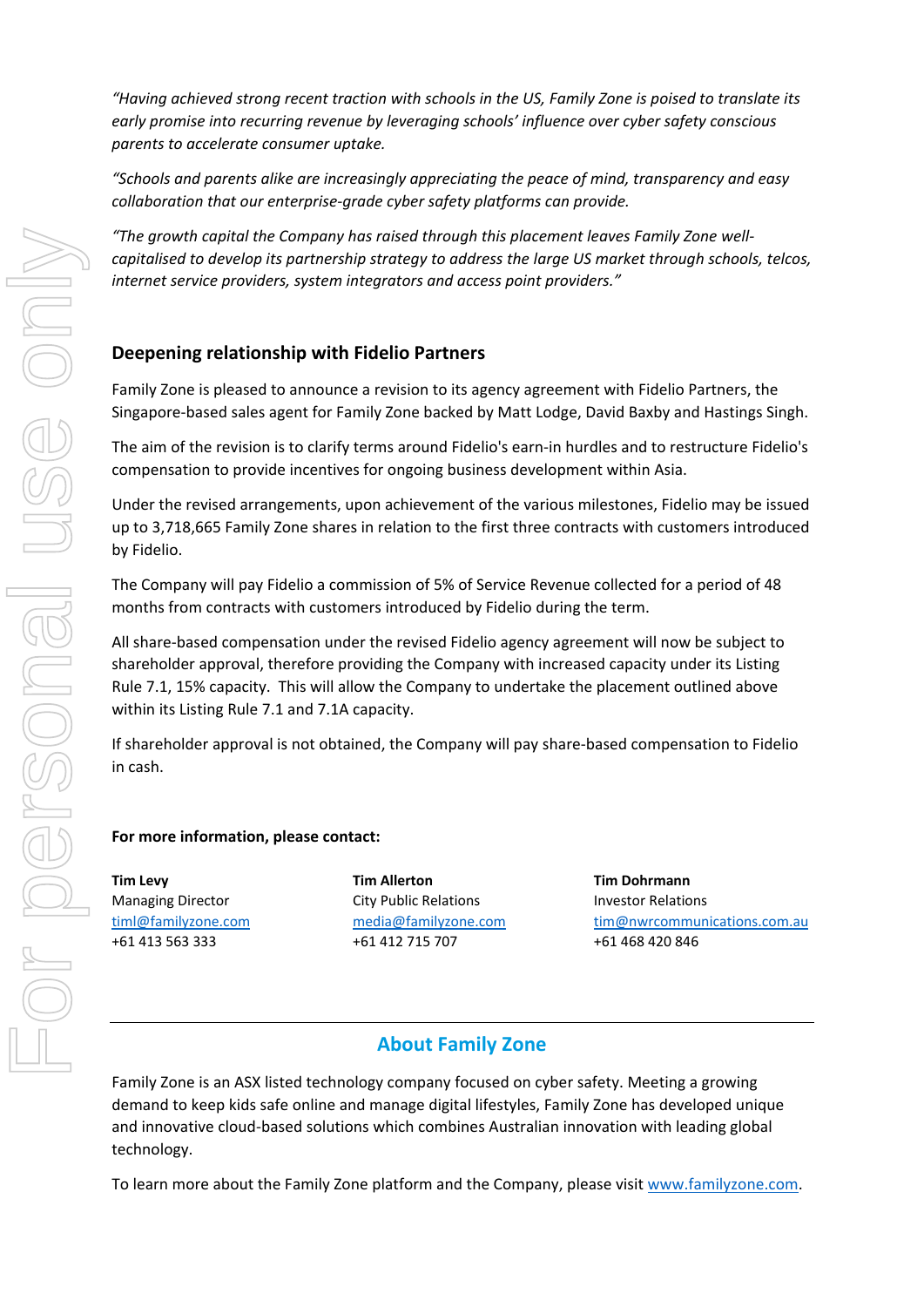*"Having achieved strong recent traction with schools in the US, Family Zone is poised to translate its early promise into recurring revenue by leveraging schools' influence over cyber safety conscious parents to accelerate consumer uptake.*

*"Schools and parents alike are increasingly appreciating the peace of mind, transparency and easy collaboration that our enterprise-grade cyber safety platforms can provide.*

*"The growth capital the Company has raised through this placement leaves Family Zone well-capitalised to develop its partnership strategy to address the large US market through schools, telcos, internet service providers, system integrators and access point providers."*

## Deepening relationship with Fidelio Partners

Family Zone is pleased to announce a revision to its agency agreement with Fidelio Partners, the Singapore-based sales agent for Family Zone backed by Matt Lodge, David Baxby and Hastings Singh.

The aim of the revision is to clarify terms around Fidelio's earn-in hurdles and to restructure Fidelio's compensation to provide incentives for ongoing business development within Asia.

Under the revised arrangements, upon achievement of the various milestones, Fidelio may be issued up to 3,718,665 Family Zone shares in relation to the first three contracts with customers introduced by Fidelio.

The Company will pay Fidelio a commission of 5% of Service Revenue collected for a period of 48 months from contracts with customers introduced by Fidelio during the term.

All share-based compensation under the revised Fidelio agency agreement will now be subject to shareholder approval, therefore providing the Company with increased capacity under its Listing Rule 7.1, 15% capacity. This will allow the Company to undertake the placement outlined above within its Listing Rule 7.1 and 7.1A capacity.

If shareholder approval is not obtained, the Company will pay share-based compensation to Fidelio in cash.

**For more information, please contact:**

**Tim Levy**
Managing Director
timl@familyzone.com
+61 413 563 333

**Tim Allerton**
City Public Relations
media@familyzone.com
+61 412 715 707

**Tim Dohrmann**
Investor Relations
tim@nwrcommunications.com.au
+61 468 420 846

## About Family Zone

Family Zone is an ASX listed technology company focused on cyber safety. Meeting a growing demand to keep kids safe online and manage digital lifestyles, Family Zone has developed unique and innovative cloud-based solutions which combines Australian innovation with leading global technology.

To learn more about the Family Zone platform and the Company, please visit www.familyzone.com.